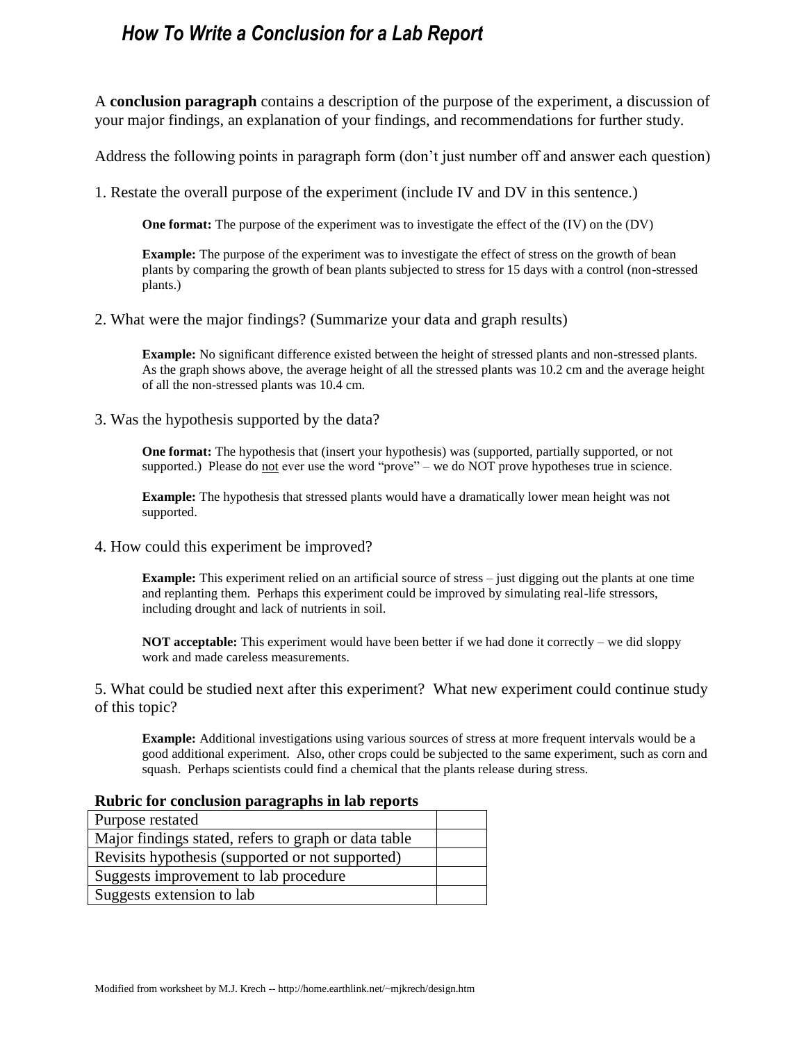# *How To Write a Conclusion for a Lab Report*

A **conclusion paragraph** contains a description of the purpose of the experiment, a discussion of your major findings, an explanation of your findings, and recommendations for further study.

Address the following points in paragraph form (don't just number off and answer each question)

1. Restate the overall purpose of the experiment (include IV and DV in this sentence.)

   **One format:** The purpose of the experiment was to investigate the effect of the (IV) on the (DV)

   **Example:** The purpose of the experiment was to investigate the effect of stress on the growth of bean plants by comparing the growth of bean plants subjected to stress for 15 days with a control (non-stressed plants.)

2. What were the major findings? (Summarize your data and graph results)

   **Example:** No significant difference existed between the height of stressed plants and non-stressed plants. As the graph shows above, the average height of all the stressed plants was 10.2 cm and the average height of all the non-stressed plants was 10.4 cm.

3. Was the hypothesis supported by the data?

   **One format:** The hypothesis that (insert your hypothesis) was (supported, partially supported, or not supported.) Please do not ever use the word "prove" – we do NOT prove hypotheses true in science.

   **Example:** The hypothesis that stressed plants would have a dramatically lower mean height was not supported.

4. How could this experiment be improved?

   **Example:** This experiment relied on an artificial source of stress – just digging out the plants at one time and replanting them. Perhaps this experiment could be improved by simulating real-life stressors, including drought and lack of nutrients in soil.

   **NOT acceptable:** This experiment would have been better if we had done it correctly – we did sloppy work and made careless measurements.

5. What could be studied next after this experiment? What new experiment could continue study of this topic?

   **Example:** Additional investigations using various sources of stress at more frequent intervals would be a good additional experiment. Also, other crops could be subjected to the same experiment, such as corn and squash. Perhaps scientists could find a chemical that the plants release during stress.

**Rubric for conclusion paragraphs in lab reports**

| | |
|---|---|
| Purpose restated | |
| Major findings stated, refers to graph or data table | |
| Revisits hypothesis (supported or not supported) | |
| Suggests improvement to lab procedure | |
| Suggests extension to lab | |

Modified from worksheet by M.J. Krech -- http://home.earthlink.net/~mjkrech/design.htm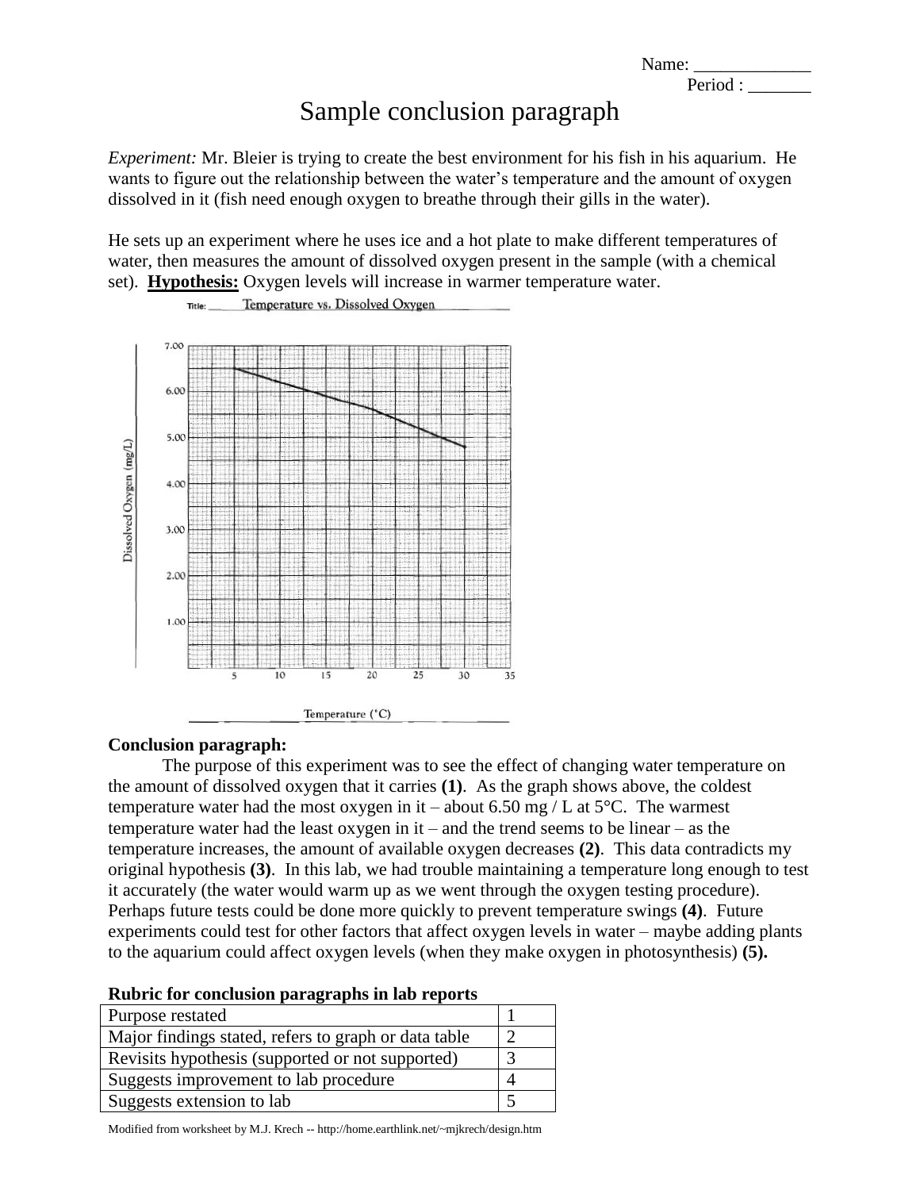Name: _____________
Period : _______

# Sample conclusion paragraph

*Experiment:* Mr. Bleier is trying to create the best environment for his fish in his aquarium. He wants to figure out the relationship between the water's temperature and the amount of oxygen dissolved in it (fish need enough oxygen to breathe through their gills in the water).

He sets up an experiment where he uses ice and a hot plate to make different temperatures of water, then measures the amount of dissolved oxygen present in the sample (with a chemical set). **Hypothesis:** Oxygen levels will increase in warmer temperature water.

Title: Temperature vs. Dissolved Oxygen

Dissolved Oxygen (mg/L)

Temperature (°C)

**Conclusion paragraph:**

The purpose of this experiment was to see the effect of changing water temperature on the amount of dissolved oxygen that it carries **(1)**. As the graph shows above, the coldest temperature water had the most oxygen in it – about 6.50 mg / L at 5°C. The warmest temperature water had the least oxygen in it – and the trend seems to be linear – as the temperature increases, the amount of available oxygen decreases **(2)**. This data contradicts my original hypothesis **(3)**. In this lab, we had trouble maintaining a temperature long enough to test it accurately (the water would warm up as we went through the oxygen testing procedure). Perhaps future tests could be done more quickly to prevent temperature swings **(4)**. Future experiments could test for other factors that affect oxygen levels in water – maybe adding plants to the aquarium could affect oxygen levels (when they make oxygen in photosynthesis) **(5).**

**Rubric for conclusion paragraphs in lab reports**

| | |
|---|---|
| Purpose restated | 1 |
| Major findings stated, refers to graph or data table | 2 |
| Revisits hypothesis (supported or not supported) | 3 |
| Suggests improvement to lab procedure | 4 |
| Suggests extension to lab | 5 |

Modified from worksheet by M.J. Krech -- http://home.earthlink.net/~mjkrech/design.htm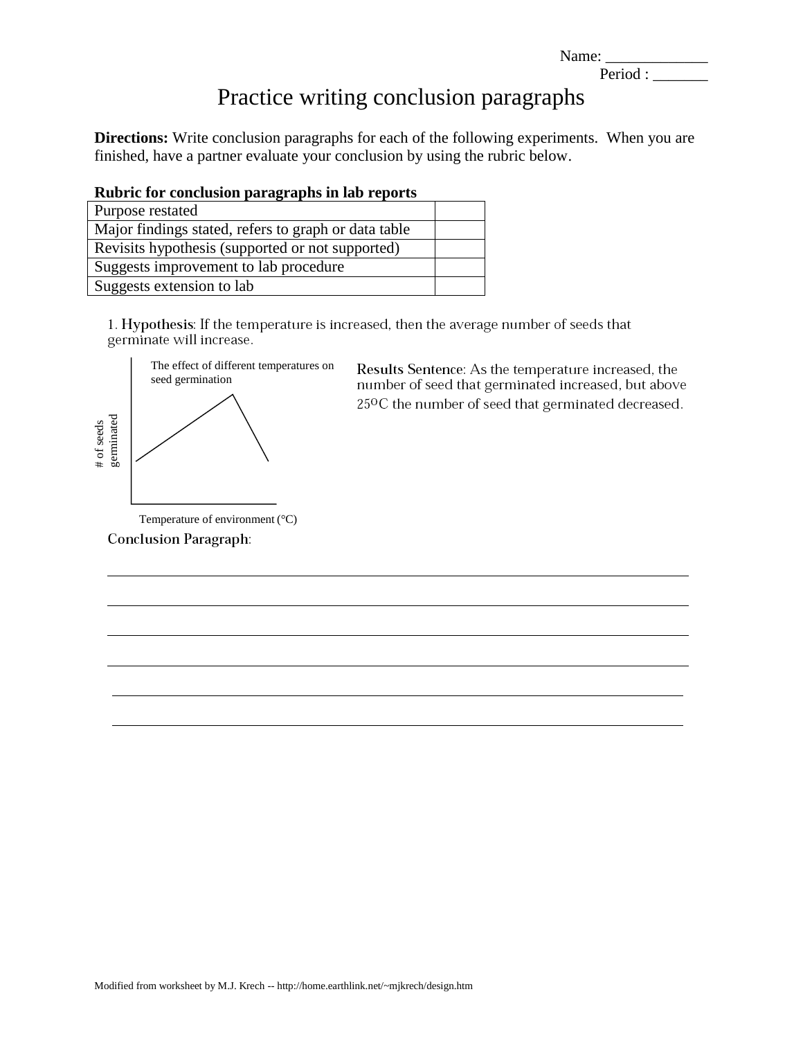Name: _____________

Period : _______

# Practice writing conclusion paragraphs

**Directions:** Write conclusion paragraphs for each of the following experiments. When you are finished, have a partner evaluate your conclusion by using the rubric below.

**Rubric for conclusion paragraphs in lab reports**

| Purpose restated | |
|---|---|
| Major findings stated, refers to graph or data table | |
| Revisits hypothesis (supported or not supported) | |
| Suggests improvement to lab procedure | |
| Suggests extension to lab | |

1. **Hypothesis**: If the temperature is increased, then the average number of seeds that germinate will increase.

The effect of different temperatures on seed germination

# of seeds germinated

Temperature of environment (°C)

**Results Sentence**: As the temperature increased, the number of seed that germinated increased, but above 25ºC the number of seed that germinated decreased.

**Conclusion Paragraph**:

______________________________________________________________________________

______________________________________________________________________________

______________________________________________________________________________

______________________________________________________________________________

______________________________________________________________________________

______________________________________________________________________________

Modified from worksheet by M.J. Krech -- http://home.earthlink.net/~mjkrech/design.htm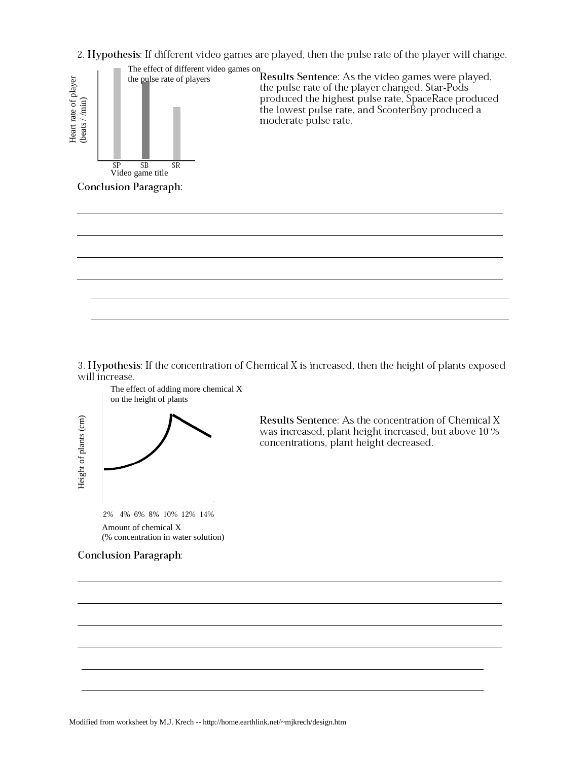2. **Hypothesis**: If different video games are played, then the pulse rate of the player will change.

The effect of different video games on the pulse rate of players

Heart rate of player (beats / /min)

SP SB SR

Video game title

**Results Sentence**: As the video games were played, the pulse rate of the player changed. Star-Pods produced the highest pulse rate, SpaceRace produced the lowest pulse rate, and ScooterBoy produced a moderate pulse rate.

**Conclusion Paragraph**:

\_\_\_\_\_\_\_\_\_\_\_\_\_\_\_\_\_\_\_\_\_\_\_\_\_\_\_\_\_\_\_\_\_\_\_\_\_\_\_\_\_\_\_\_\_\_\_\_\_\_\_\_\_\_\_\_\_\_\_\_\_\_\_\_\_\_\_\_\_\_\_\_\_\_\_\_

\_\_\_\_\_\_\_\_\_\_\_\_\_\_\_\_\_\_\_\_\_\_\_\_\_\_\_\_\_\_\_\_\_\_\_\_\_\_\_\_\_\_\_\_\_\_\_\_\_\_\_\_\_\_\_\_\_\_\_\_\_\_\_\_\_\_\_\_\_\_\_\_\_\_\_\_

\_\_\_\_\_\_\_\_\_\_\_\_\_\_\_\_\_\_\_\_\_\_\_\_\_\_\_\_\_\_\_\_\_\_\_\_\_\_\_\_\_\_\_\_\_\_\_\_\_\_\_\_\_\_\_\_\_\_\_\_\_\_\_\_\_\_\_\_\_\_\_\_\_\_\_\_

\_\_\_\_\_\_\_\_\_\_\_\_\_\_\_\_\_\_\_\_\_\_\_\_\_\_\_\_\_\_\_\_\_\_\_\_\_\_\_\_\_\_\_\_\_\_\_\_\_\_\_\_\_\_\_\_\_\_\_\_\_\_\_\_\_\_\_\_\_\_\_\_\_\_\_\_

\_\_\_\_\_\_\_\_\_\_\_\_\_\_\_\_\_\_\_\_\_\_\_\_\_\_\_\_\_\_\_\_\_\_\_\_\_\_\_\_\_\_\_\_\_\_\_\_\_\_\_\_\_\_\_\_\_\_\_\_\_\_\_\_\_\_\_\_\_\_\_\_\_\_\_\_

\_\_\_\_\_\_\_\_\_\_\_\_\_\_\_\_\_\_\_\_\_\_\_\_\_\_\_\_\_\_\_\_\_\_\_\_\_\_\_\_\_\_\_\_\_\_\_\_\_\_\_\_\_\_\_\_\_\_\_\_\_\_\_\_\_\_\_\_\_\_\_\_\_\_\_\_

3. **Hypothesis**: If the concentration of Chemical X is increased, then the height of plants exposed will increase.

The effect of adding more chemical X on the height of plants

Height of plants (cm)

2% 4% 6% 8% 10% 12% 14%

Amount of chemical X
(% concentration in water solution)

**Results Sentence**: As the concentration of Chemical X was increased, plant height increased, but above 10 % concentrations, plant height decreased.

**Conclusion Paragraph**:

\_\_\_\_\_\_\_\_\_\_\_\_\_\_\_\_\_\_\_\_\_\_\_\_\_\_\_\_\_\_\_\_\_\_\_\_\_\_\_\_\_\_\_\_\_\_\_\_\_\_\_\_\_\_\_\_\_\_\_\_\_\_\_\_\_\_\_\_\_\_\_\_\_\_\_\_

\_\_\_\_\_\_\_\_\_\_\_\_\_\_\_\_\_\_\_\_\_\_\_\_\_\_\_\_\_\_\_\_\_\_\_\_\_\_\_\_\_\_\_\_\_\_\_\_\_\_\_\_\_\_\_\_\_\_\_\_\_\_\_\_\_\_\_\_\_\_\_\_\_\_\_\_

\_\_\_\_\_\_\_\_\_\_\_\_\_\_\_\_\_\_\_\_\_\_\_\_\_\_\_\_\_\_\_\_\_\_\_\_\_\_\_\_\_\_\_\_\_\_\_\_\_\_\_\_\_\_\_\_\_\_\_\_\_\_\_\_\_\_\_\_\_\_\_\_\_\_\_\_

\_\_\_\_\_\_\_\_\_\_\_\_\_\_\_\_\_\_\_\_\_\_\_\_\_\_\_\_\_\_\_\_\_\_\_\_\_\_\_\_\_\_\_\_\_\_\_\_\_\_\_\_\_\_\_\_\_\_\_\_\_\_\_\_\_\_\_\_\_\_\_\_\_\_\_\_

\_\_\_\_\_\_\_\_\_\_\_\_\_\_\_\_\_\_\_\_\_\_\_\_\_\_\_\_\_\_\_\_\_\_\_\_\_\_\_\_\_\_\_\_\_\_\_\_\_\_\_\_\_\_\_\_\_\_\_\_\_\_\_\_\_\_\_\_\_\_\_\_\_\_\_\_

\_\_\_\_\_\_\_\_\_\_\_\_\_\_\_\_\_\_\_\_\_\_\_\_\_\_\_\_\_\_\_\_\_\_\_\_\_\_\_\_\_\_\_\_\_\_\_\_\_\_\_\_\_\_\_\_\_\_\_\_\_\_\_\_\_\_\_\_\_\_\_\_\_\_\_\_

Modified from worksheet by M.J. Krech -- http://home.earthlink.net/~mjkrech/design.htm